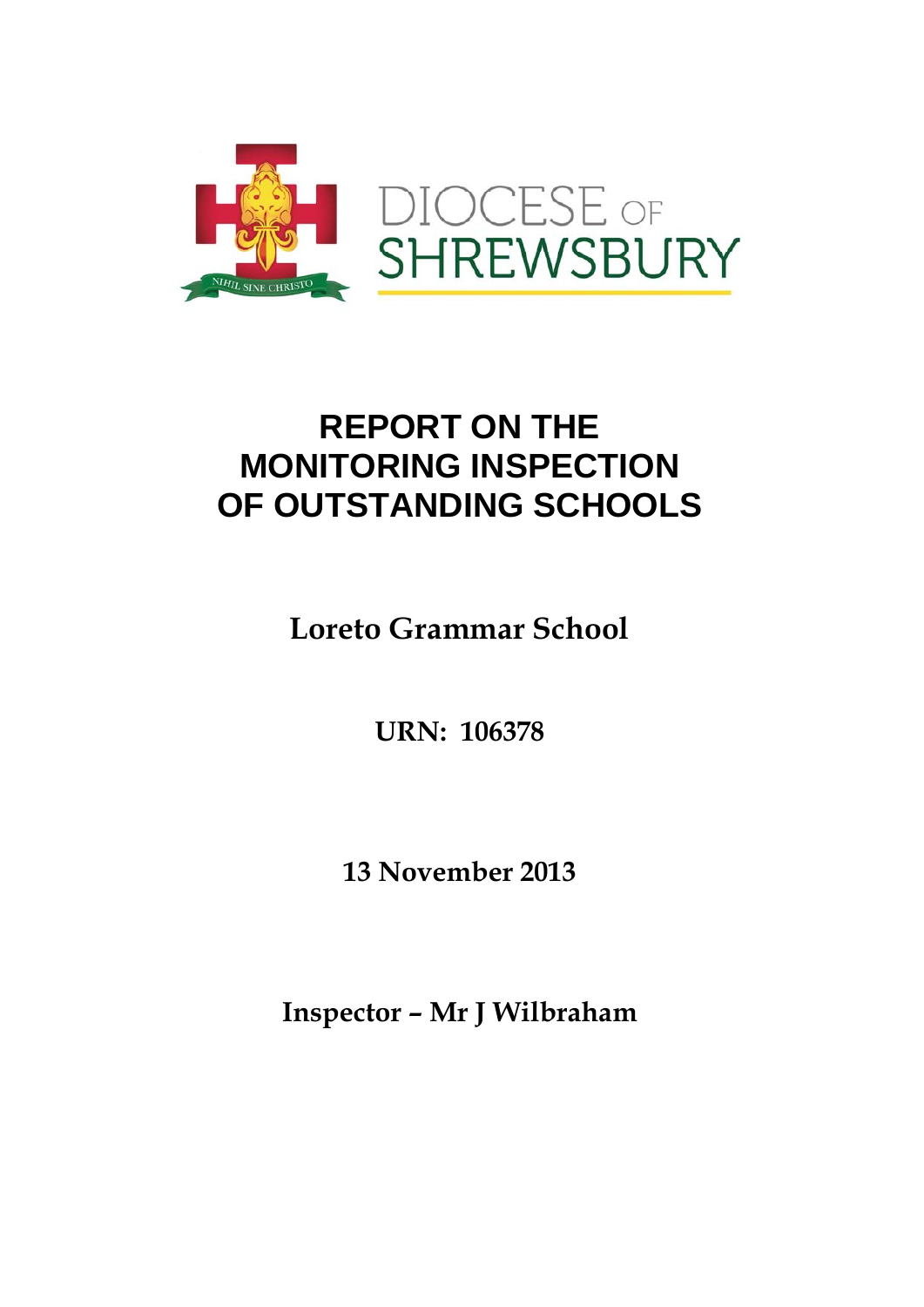DIOCESE OF SHREWSBURY

NIHIL SINE CHRISTO

# REPORT ON THE MONITORING INSPECTION OF OUTSTANDING SCHOOLS

**Loreto Grammar School**

**URN: 106378**

**13 November 2013**

**Inspector – Mr J Wilbraham**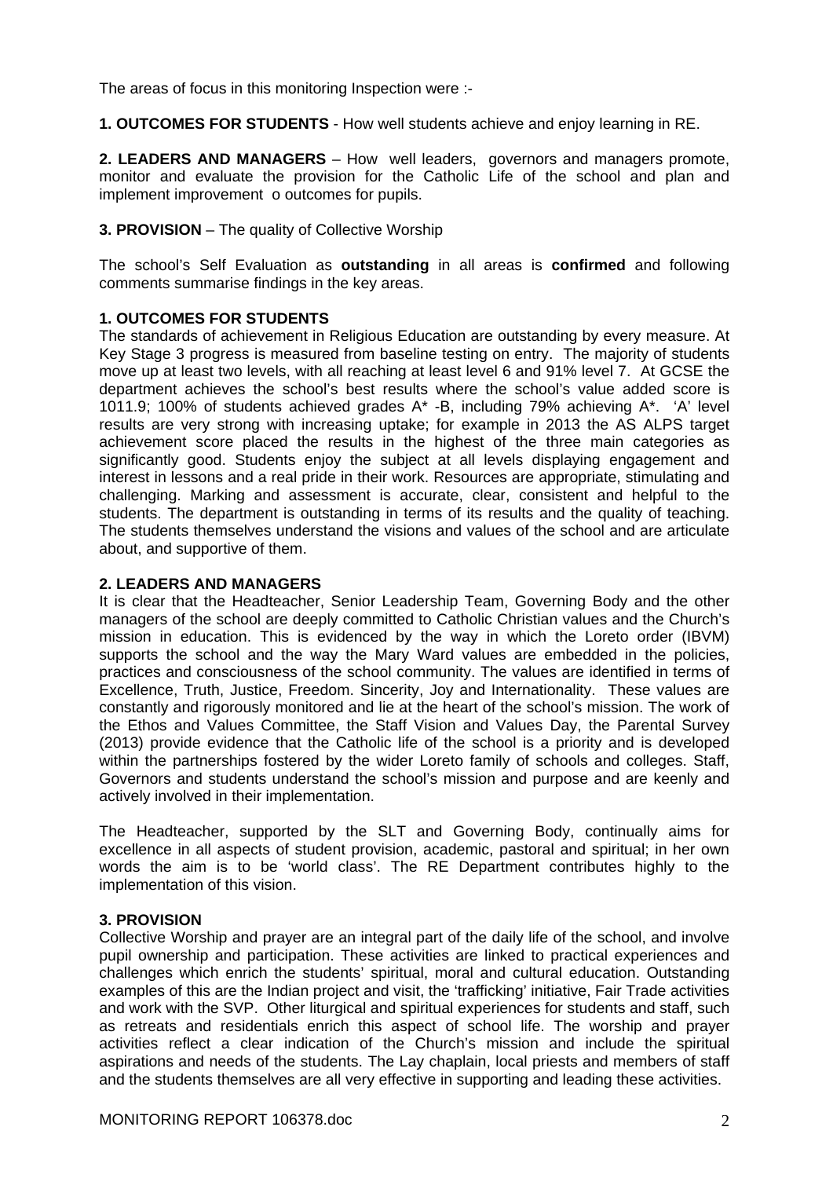The areas of focus in this monitoring Inspection were :-

**1. OUTCOMES FOR STUDENTS** - How well students achieve and enjoy learning in RE.

**2. LEADERS AND MANAGERS** – How well leaders, governors and managers promote, monitor and evaluate the provision for the Catholic Life of the school and plan and implement improvement o outcomes for pupils.

**3. PROVISION** – The quality of Collective Worship

The school's Self Evaluation as **outstanding** in all areas is **confirmed** and following comments summarise findings in the key areas.

**1. OUTCOMES FOR STUDENTS**

The standards of achievement in Religious Education are outstanding by every measure. At Key Stage 3 progress is measured from baseline testing on entry. The majority of students move up at least two levels, with all reaching at least level 6 and 91% level 7. At GCSE the department achieves the school's best results where the school's value added score is 1011.9; 100% of students achieved grades A* -B, including 79% achieving A*. 'A' level results are very strong with increasing uptake; for example in 2013 the AS ALPS target achievement score placed the results in the highest of the three main categories as significantly good. Students enjoy the subject at all levels displaying engagement and interest in lessons and a real pride in their work. Resources are appropriate, stimulating and challenging. Marking and assessment is accurate, clear, consistent and helpful to the students. The department is outstanding in terms of its results and the quality of teaching. The students themselves understand the visions and values of the school and are articulate about, and supportive of them.

**2. LEADERS AND MANAGERS**

It is clear that the Headteacher, Senior Leadership Team, Governing Body and the other managers of the school are deeply committed to Catholic Christian values and the Church's mission in education. This is evidenced by the way in which the Loreto order (IBVM) supports the school and the way the Mary Ward values are embedded in the policies, practices and consciousness of the school community. The values are identified in terms of Excellence, Truth, Justice, Freedom. Sincerity, Joy and Internationality. These values are constantly and rigorously monitored and lie at the heart of the school's mission. The work of the Ethos and Values Committee, the Staff Vision and Values Day, the Parental Survey (2013) provide evidence that the Catholic life of the school is a priority and is developed within the partnerships fostered by the wider Loreto family of schools and colleges. Staff, Governors and students understand the school's mission and purpose and are keenly and actively involved in their implementation.

The Headteacher, supported by the SLT and Governing Body, continually aims for excellence in all aspects of student provision, academic, pastoral and spiritual; in her own words the aim is to be 'world class'. The RE Department contributes highly to the implementation of this vision.

**3. PROVISION**

Collective Worship and prayer are an integral part of the daily life of the school, and involve pupil ownership and participation. These activities are linked to practical experiences and challenges which enrich the students' spiritual, moral and cultural education. Outstanding examples of this are the Indian project and visit, the 'trafficking' initiative, Fair Trade activities and work with the SVP. Other liturgical and spiritual experiences for students and staff, such as retreats and residentials enrich this aspect of school life. The worship and prayer activities reflect a clear indication of the Church's mission and include the spiritual aspirations and needs of the students. The Lay chaplain, local priests and members of staff and the students themselves are all very effective in supporting and leading these activities.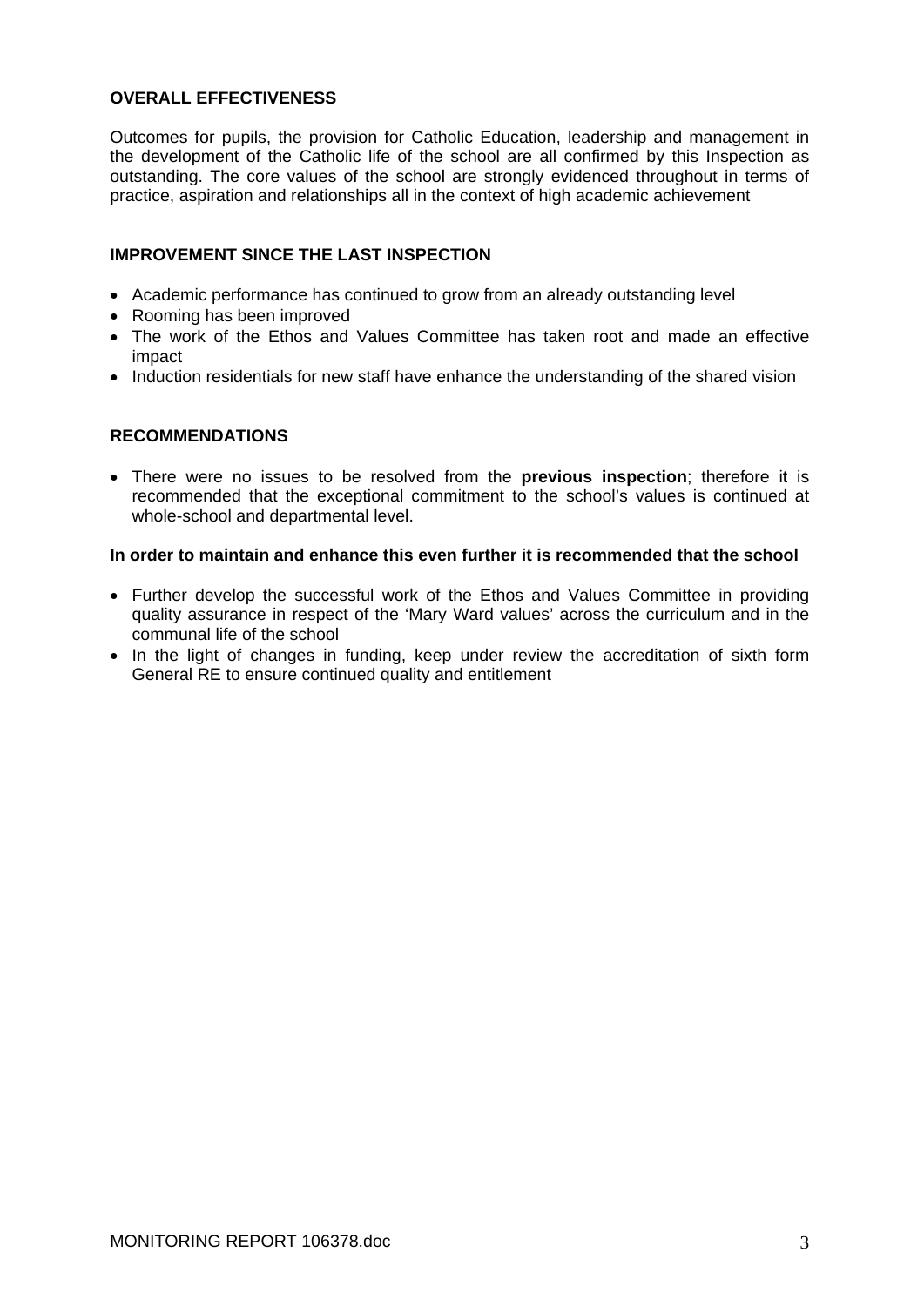## OVERALL EFFECTIVENESS

Outcomes for pupils, the provision for Catholic Education, leadership and management in the development of the Catholic life of the school are all confirmed by this Inspection as outstanding. The core values of the school are strongly evidenced throughout in terms of practice, aspiration and relationships all in the context of high academic achievement

## IMPROVEMENT SINCE THE LAST INSPECTION

- Academic performance has continued to grow from an already outstanding level
- Rooming has been improved
- The work of the Ethos and Values Committee has taken root and made an effective impact
- Induction residentials for new staff have enhance the understanding of the shared vision

## RECOMMENDATIONS

- There were no issues to be resolved from the **previous inspection**; therefore it is recommended that the exceptional commitment to the school's values is continued at whole-school and departmental level.

**In order to maintain and enhance this even further it is recommended that the school**

- Further develop the successful work of the Ethos and Values Committee in providing quality assurance in respect of the 'Mary Ward values' across the curriculum and in the communal life of the school
- In the light of changes in funding, keep under review the accreditation of sixth form General RE to ensure continued quality and entitlement